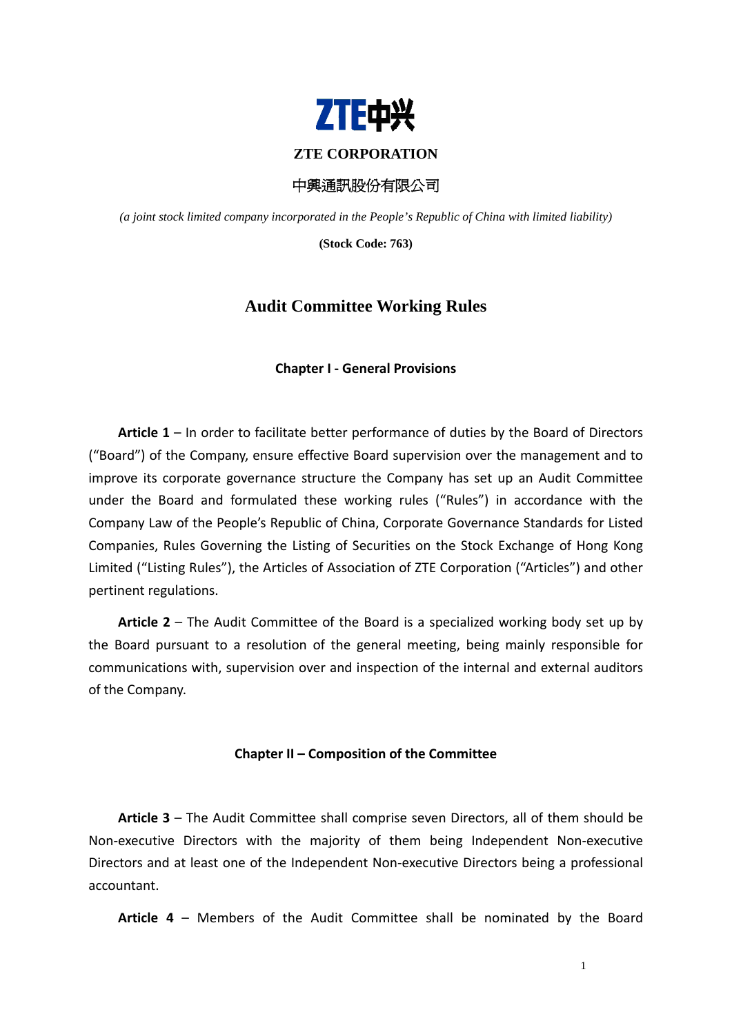**ZTE中兴**

**ZTE CORPORATION**

中興通訊股份有限公司

*(a joint stock limited company incorporated in the People's Republic of China with limited liability)*

**(Stock Code: 763)**

# Audit Committee Working Rules

## Chapter I - General Provisions

**Article 1** – In order to facilitate better performance of duties by the Board of Directors ("Board") of the Company, ensure effective Board supervision over the management and to improve its corporate governance structure the Company has set up an Audit Committee under the Board and formulated these working rules ("Rules") in accordance with the Company Law of the People's Republic of China, Corporate Governance Standards for Listed Companies, Rules Governing the Listing of Securities on the Stock Exchange of Hong Kong Limited ("Listing Rules"), the Articles of Association of ZTE Corporation ("Articles") and other pertinent regulations.

**Article 2** – The Audit Committee of the Board is a specialized working body set up by the Board pursuant to a resolution of the general meeting, being mainly responsible for communications with, supervision over and inspection of the internal and external auditors of the Company.

## Chapter II – Composition of the Committee

**Article 3** – The Audit Committee shall comprise seven Directors, all of them should be Non-executive Directors with the majority of them being Independent Non-executive Directors and at least one of the Independent Non-executive Directors being a professional accountant.

**Article 4** – Members of the Audit Committee shall be nominated by the Board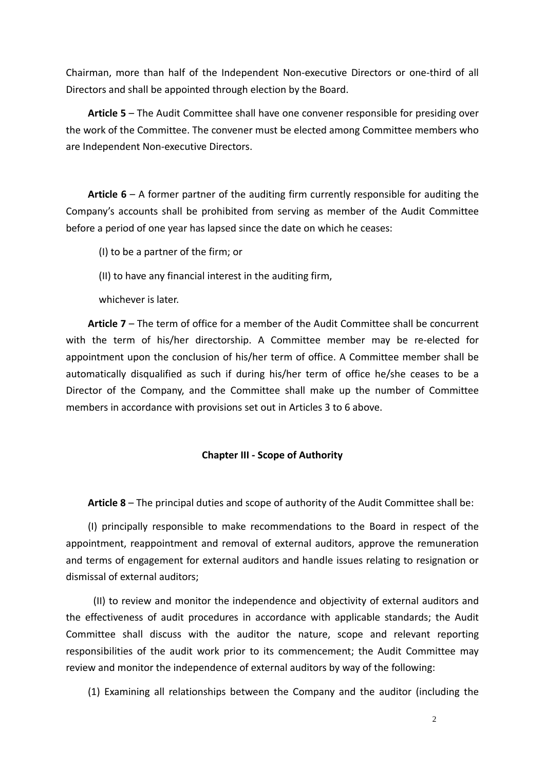Chairman, more than half of the Independent Non-executive Directors or one-third of all Directors and shall be appointed through election by the Board.

**Article 5** – The Audit Committee shall have one convener responsible for presiding over the work of the Committee. The convener must be elected among Committee members who are Independent Non-executive Directors.

**Article 6** – A former partner of the auditing firm currently responsible for auditing the Company's accounts shall be prohibited from serving as member of the Audit Committee before a period of one year has lapsed since the date on which he ceases:

(I) to be a partner of the firm; or

(II) to have any financial interest in the auditing firm,

whichever is later.

**Article 7** – The term of office for a member of the Audit Committee shall be concurrent with the term of his/her directorship. A Committee member may be re-elected for appointment upon the conclusion of his/her term of office. A Committee member shall be automatically disqualified as such if during his/her term of office he/she ceases to be a Director of the Company, and the Committee shall make up the number of Committee members in accordance with provisions set out in Articles 3 to 6 above.

### Chapter III - Scope of Authority

**Article 8** – The principal duties and scope of authority of the Audit Committee shall be:

(I) principally responsible to make recommendations to the Board in respect of the appointment, reappointment and removal of external auditors, approve the remuneration and terms of engagement for external auditors and handle issues relating to resignation or dismissal of external auditors;

(II) to review and monitor the independence and objectivity of external auditors and the effectiveness of audit procedures in accordance with applicable standards; the Audit Committee shall discuss with the auditor the nature, scope and relevant reporting responsibilities of the audit work prior to its commencement; the Audit Committee may review and monitor the independence of external auditors by way of the following:

(1) Examining all relationships between the Company and the auditor (including the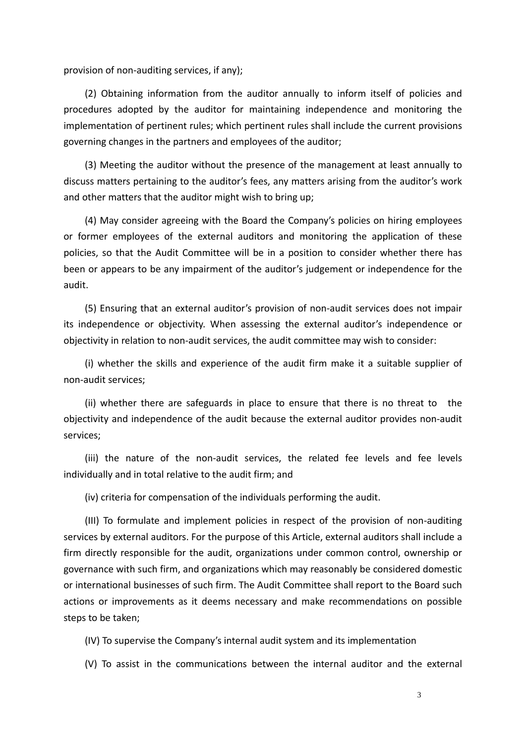provision of non-auditing services, if any);

(2) Obtaining information from the auditor annually to inform itself of policies and procedures adopted by the auditor for maintaining independence and monitoring the implementation of pertinent rules; which pertinent rules shall include the current provisions governing changes in the partners and employees of the auditor;

(3) Meeting the auditor without the presence of the management at least annually to discuss matters pertaining to the auditor's fees, any matters arising from the auditor's work and other matters that the auditor might wish to bring up;

(4) May consider agreeing with the Board the Company's policies on hiring employees or former employees of the external auditors and monitoring the application of these policies, so that the Audit Committee will be in a position to consider whether there has been or appears to be any impairment of the auditor's judgement or independence for the audit.

(5) Ensuring that an external auditor's provision of non-audit services does not impair its independence or objectivity. When assessing the external auditor's independence or objectivity in relation to non-audit services, the audit committee may wish to consider:

(i) whether the skills and experience of the audit firm make it a suitable supplier of non-audit services;

(ii) whether there are safeguards in place to ensure that there is no threat to the objectivity and independence of the audit because the external auditor provides non-audit services;

(iii) the nature of the non-audit services, the related fee levels and fee levels individually and in total relative to the audit firm; and

(iv) criteria for compensation of the individuals performing the audit.

(III) To formulate and implement policies in respect of the provision of non-auditing services by external auditors. For the purpose of this Article, external auditors shall include a firm directly responsible for the audit, organizations under common control, ownership or governance with such firm, and organizations which may reasonably be considered domestic or international businesses of such firm. The Audit Committee shall report to the Board such actions or improvements as it deems necessary and make recommendations on possible steps to be taken;

(IV) To supervise the Company's internal audit system and its implementation

(V) To assist in the communications between the internal auditor and the external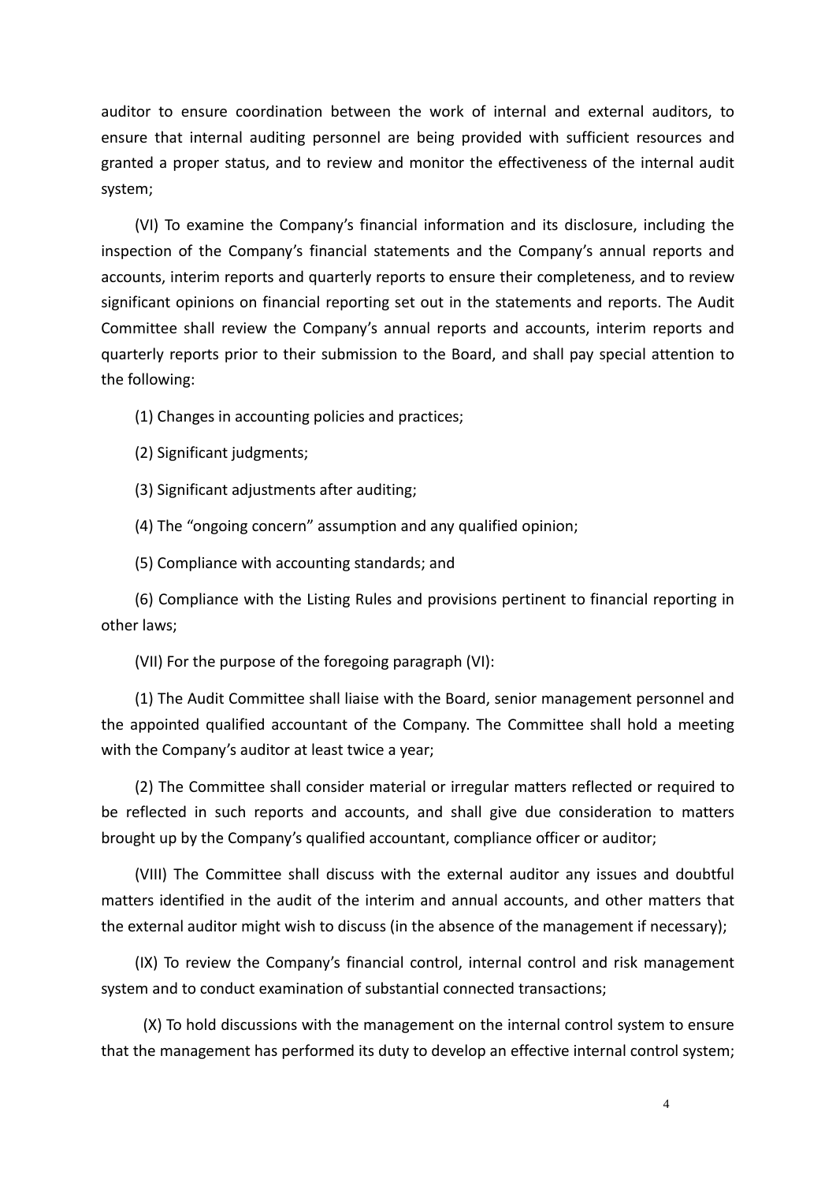auditor to ensure coordination between the work of internal and external auditors, to ensure that internal auditing personnel are being provided with sufficient resources and granted a proper status, and to review and monitor the effectiveness of the internal audit system;

(VI) To examine the Company's financial information and its disclosure, including the inspection of the Company's financial statements and the Company's annual reports and accounts, interim reports and quarterly reports to ensure their completeness, and to review significant opinions on financial reporting set out in the statements and reports. The Audit Committee shall review the Company's annual reports and accounts, interim reports and quarterly reports prior to their submission to the Board, and shall pay special attention to the following:

(1) Changes in accounting policies and practices;

(2) Significant judgments;

(3) Significant adjustments after auditing;

(4) The "ongoing concern" assumption and any qualified opinion;

(5) Compliance with accounting standards; and

(6) Compliance with the Listing Rules and provisions pertinent to financial reporting in other laws;

(VII) For the purpose of the foregoing paragraph (VI):

(1) The Audit Committee shall liaise with the Board, senior management personnel and the appointed qualified accountant of the Company. The Committee shall hold a meeting with the Company's auditor at least twice a year;

(2) The Committee shall consider material or irregular matters reflected or required to be reflected in such reports and accounts, and shall give due consideration to matters brought up by the Company's qualified accountant, compliance officer or auditor;

(VIII) The Committee shall discuss with the external auditor any issues and doubtful matters identified in the audit of the interim and annual accounts, and other matters that the external auditor might wish to discuss (in the absence of the management if necessary);

(IX) To review the Company's financial control, internal control and risk management system and to conduct examination of substantial connected transactions;

(X) To hold discussions with the management on the internal control system to ensure that the management has performed its duty to develop an effective internal control system;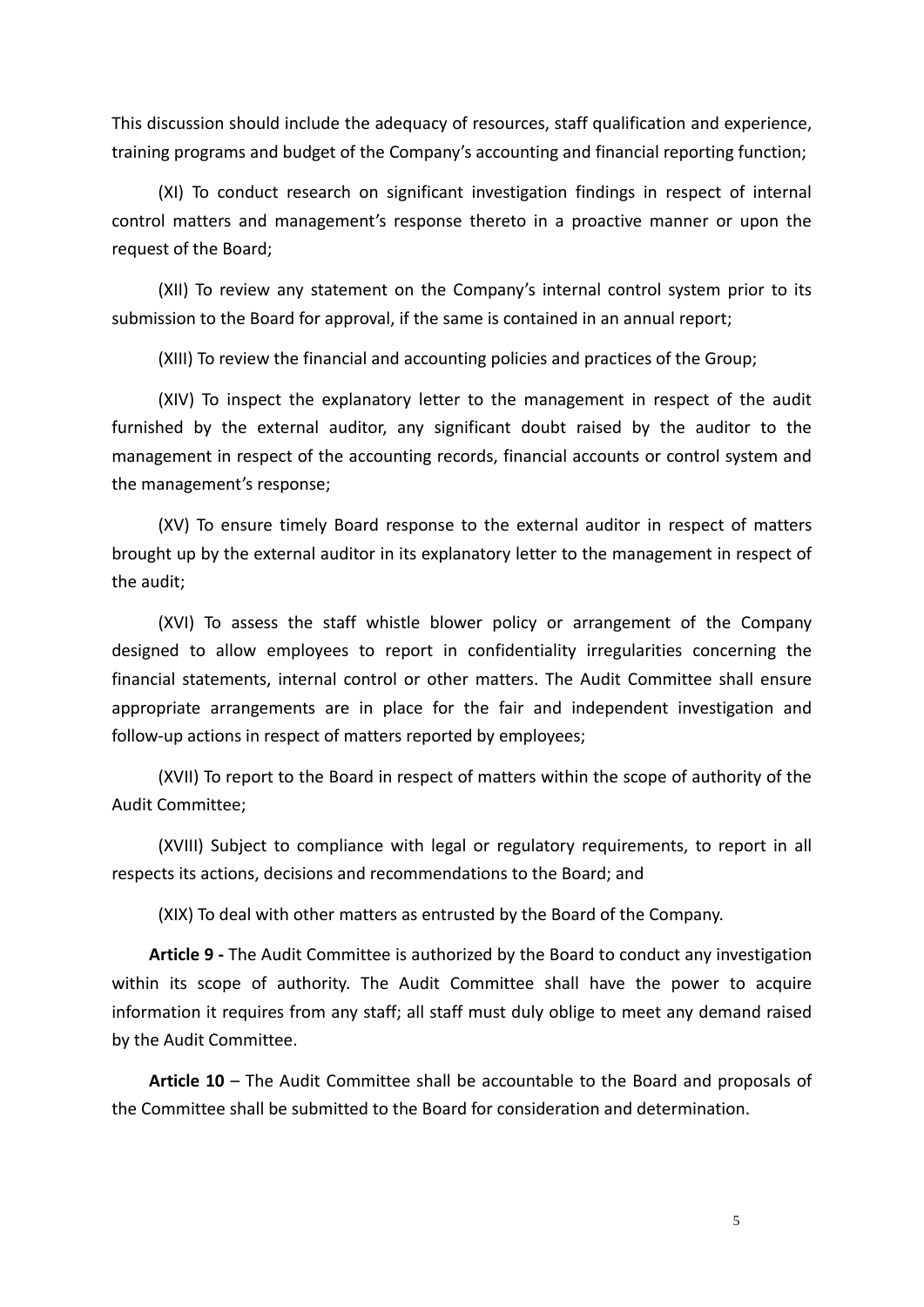This discussion should include the adequacy of resources, staff qualification and experience, training programs and budget of the Company's accounting and financial reporting function;

(XI) To conduct research on significant investigation findings in respect of internal control matters and management's response thereto in a proactive manner or upon the request of the Board;

(XII) To review any statement on the Company's internal control system prior to its submission to the Board for approval, if the same is contained in an annual report;

(XIII) To review the financial and accounting policies and practices of the Group;

(XIV) To inspect the explanatory letter to the management in respect of the audit furnished by the external auditor, any significant doubt raised by the auditor to the management in respect of the accounting records, financial accounts or control system and the management's response;

(XV) To ensure timely Board response to the external auditor in respect of matters brought up by the external auditor in its explanatory letter to the management in respect of the audit;

(XVI) To assess the staff whistle blower policy or arrangement of the Company designed to allow employees to report in confidentiality irregularities concerning the financial statements, internal control or other matters. The Audit Committee shall ensure appropriate arrangements are in place for the fair and independent investigation and follow-up actions in respect of matters reported by employees;

(XVII) To report to the Board in respect of matters within the scope of authority of the Audit Committee;

(XVIII) Subject to compliance with legal or regulatory requirements, to report in all respects its actions, decisions and recommendations to the Board; and

(XIX) To deal with other matters as entrusted by the Board of the Company.

**Article 9 -** The Audit Committee is authorized by the Board to conduct any investigation within its scope of authority. The Audit Committee shall have the power to acquire information it requires from any staff; all staff must duly oblige to meet any demand raised by the Audit Committee.

**Article 10** – The Audit Committee shall be accountable to the Board and proposals of the Committee shall be submitted to the Board for consideration and determination.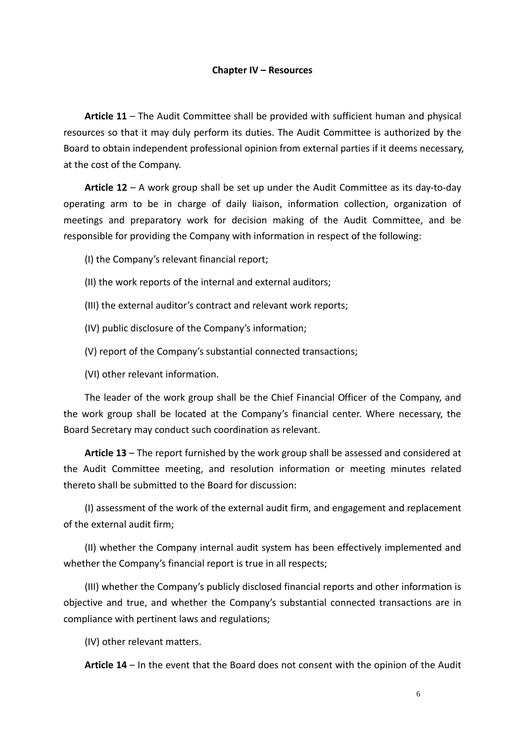## Chapter IV – Resources

**Article 11** – The Audit Committee shall be provided with sufficient human and physical resources so that it may duly perform its duties. The Audit Committee is authorized by the Board to obtain independent professional opinion from external parties if it deems necessary, at the cost of the Company.

**Article 12** – A work group shall be set up under the Audit Committee as its day-to-day operating arm to be in charge of daily liaison, information collection, organization of meetings and preparatory work for decision making of the Audit Committee, and be responsible for providing the Company with information in respect of the following:

(I) the Company's relevant financial report;

(II) the work reports of the internal and external auditors;

(III) the external auditor's contract and relevant work reports;

(IV) public disclosure of the Company's information;

(V) report of the Company's substantial connected transactions;

(VI) other relevant information.

The leader of the work group shall be the Chief Financial Officer of the Company, and the work group shall be located at the Company's financial center. Where necessary, the Board Secretary may conduct such coordination as relevant.

**Article 13** – The report furnished by the work group shall be assessed and considered at the Audit Committee meeting, and resolution information or meeting minutes related thereto shall be submitted to the Board for discussion:

(I) assessment of the work of the external audit firm, and engagement and replacement of the external audit firm;

(II) whether the Company internal audit system has been effectively implemented and whether the Company's financial report is true in all respects;

(III) whether the Company's publicly disclosed financial reports and other information is objective and true, and whether the Company's substantial connected transactions are in compliance with pertinent laws and regulations;

(IV) other relevant matters.

**Article 14** – In the event that the Board does not consent with the opinion of the Audit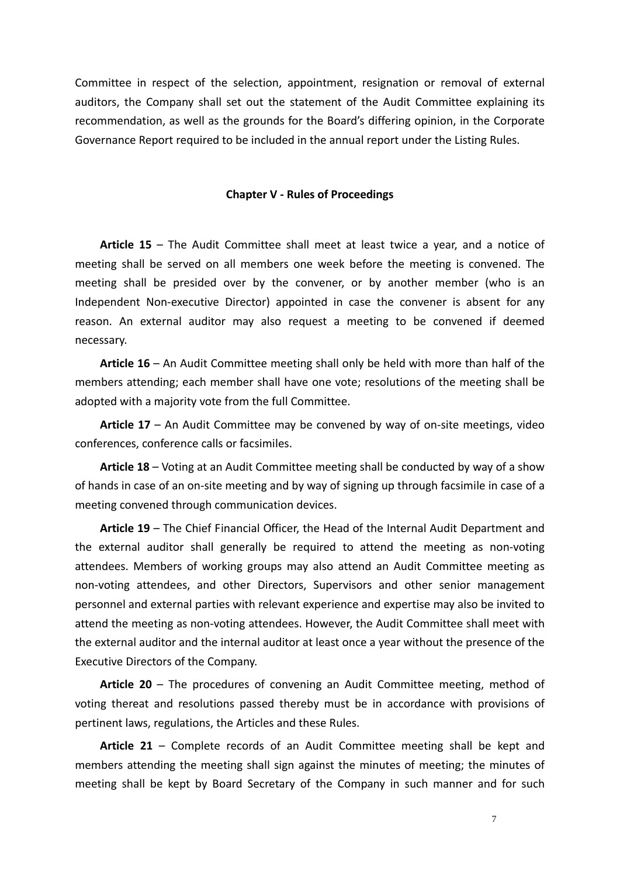Committee in respect of the selection, appointment, resignation or removal of external auditors, the Company shall set out the statement of the Audit Committee explaining its recommendation, as well as the grounds for the Board's differing opinion, in the Corporate Governance Report required to be included in the annual report under the Listing Rules.

## Chapter V - Rules of Proceedings

**Article 15** – The Audit Committee shall meet at least twice a year, and a notice of meeting shall be served on all members one week before the meeting is convened. The meeting shall be presided over by the convener, or by another member (who is an Independent Non-executive Director) appointed in case the convener is absent for any reason. An external auditor may also request a meeting to be convened if deemed necessary.

**Article 16** – An Audit Committee meeting shall only be held with more than half of the members attending; each member shall have one vote; resolutions of the meeting shall be adopted with a majority vote from the full Committee.

**Article 17** – An Audit Committee may be convened by way of on-site meetings, video conferences, conference calls or facsimiles.

**Article 18** – Voting at an Audit Committee meeting shall be conducted by way of a show of hands in case of an on-site meeting and by way of signing up through facsimile in case of a meeting convened through communication devices.

**Article 19** – The Chief Financial Officer, the Head of the Internal Audit Department and the external auditor shall generally be required to attend the meeting as non-voting attendees. Members of working groups may also attend an Audit Committee meeting as non-voting attendees, and other Directors, Supervisors and other senior management personnel and external parties with relevant experience and expertise may also be invited to attend the meeting as non-voting attendees. However, the Audit Committee shall meet with the external auditor and the internal auditor at least once a year without the presence of the Executive Directors of the Company.

**Article 20** – The procedures of convening an Audit Committee meeting, method of voting thereat and resolutions passed thereby must be in accordance with provisions of pertinent laws, regulations, the Articles and these Rules.

**Article 21** – Complete records of an Audit Committee meeting shall be kept and members attending the meeting shall sign against the minutes of meeting; the minutes of meeting shall be kept by Board Secretary of the Company in such manner and for such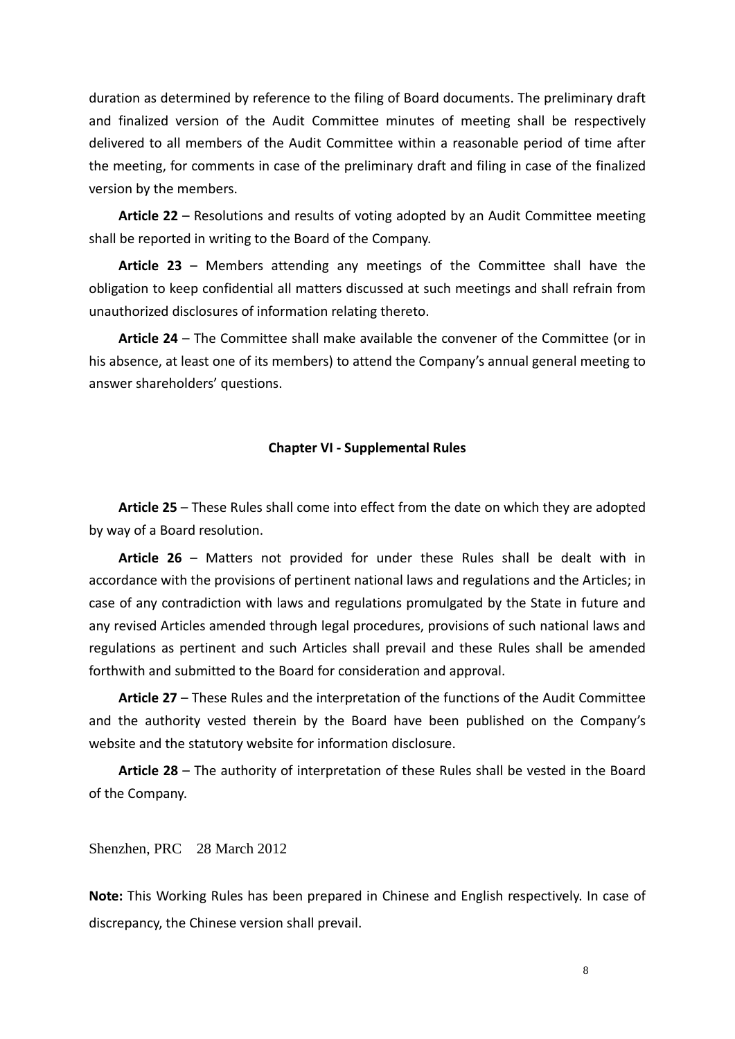duration as determined by reference to the filing of Board documents. The preliminary draft and finalized version of the Audit Committee minutes of meeting shall be respectively delivered to all members of the Audit Committee within a reasonable period of time after the meeting, for comments in case of the preliminary draft and filing in case of the finalized version by the members.

**Article 22** – Resolutions and results of voting adopted by an Audit Committee meeting shall be reported in writing to the Board of the Company.

**Article 23** – Members attending any meetings of the Committee shall have the obligation to keep confidential all matters discussed at such meetings and shall refrain from unauthorized disclosures of information relating thereto.

**Article 24** – The Committee shall make available the convener of the Committee (or in his absence, at least one of its members) to attend the Company's annual general meeting to answer shareholders' questions.

## Chapter VI - Supplemental Rules

**Article 25** – These Rules shall come into effect from the date on which they are adopted by way of a Board resolution.

**Article 26** – Matters not provided for under these Rules shall be dealt with in accordance with the provisions of pertinent national laws and regulations and the Articles; in case of any contradiction with laws and regulations promulgated by the State in future and any revised Articles amended through legal procedures, provisions of such national laws and regulations as pertinent and such Articles shall prevail and these Rules shall be amended forthwith and submitted to the Board for consideration and approval.

**Article 27** – These Rules and the interpretation of the functions of the Audit Committee and the authority vested therein by the Board have been published on the Company's website and the statutory website for information disclosure.

**Article 28** – The authority of interpretation of these Rules shall be vested in the Board of the Company.

Shenzhen, PRC 28 March 2012

**Note:** This Working Rules has been prepared in Chinese and English respectively. In case of discrepancy, the Chinese version shall prevail.